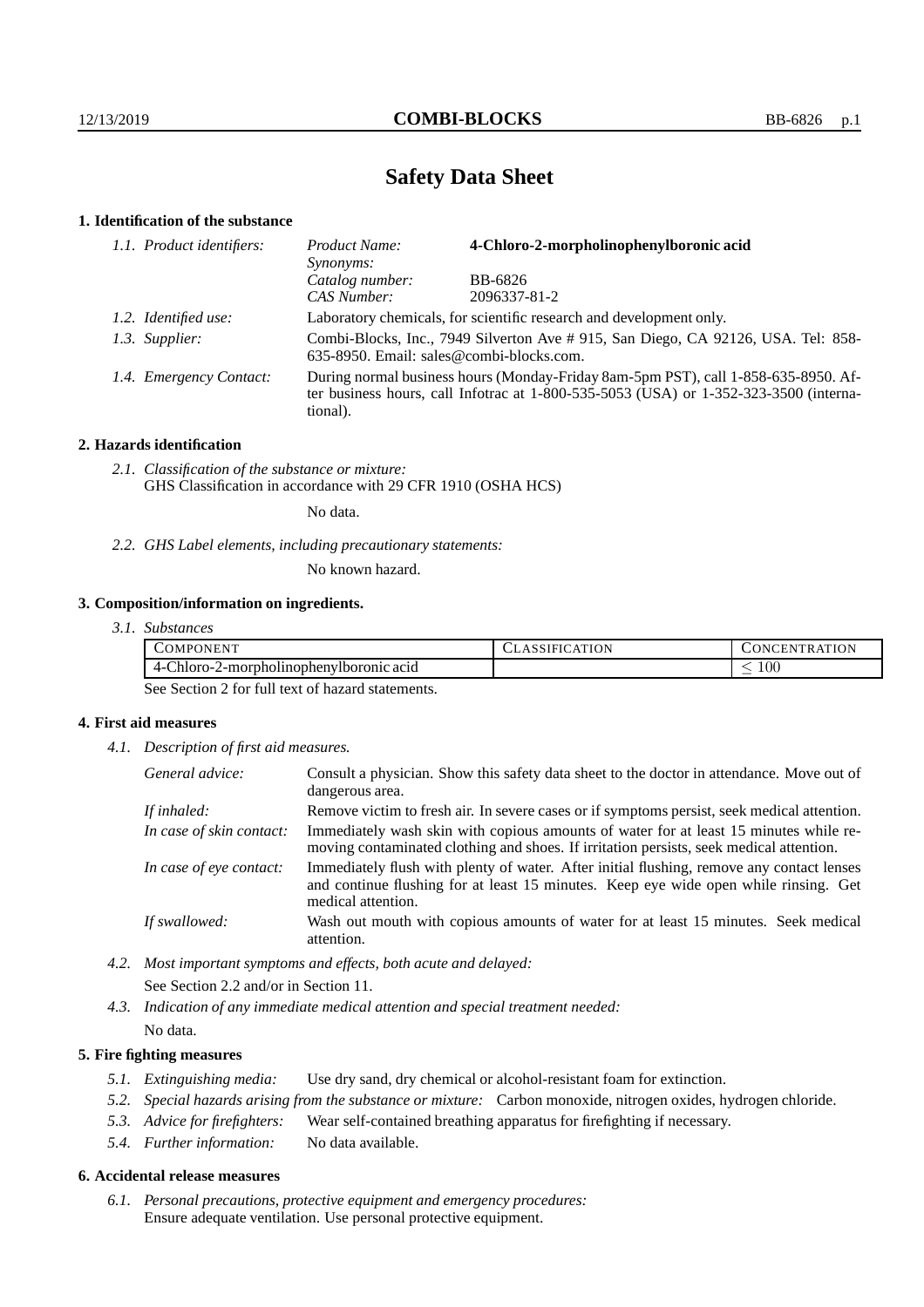# Safety Data Sheet

## 1. Identification of the substance

*1.1. Product identifiers:*

| | |
|---|---|
| *Product Name:* | **4-Chloro-2-morpholinophenylboronic acid** |
| *Synonyms:* | |
| *Catalog number:* | BB-6826 |
| *CAS Number:* | 2096337-81-2 |

*1.2. Identified use:* Laboratory chemicals, for scientific research and development only.

*1.3. Supplier:* Combi-Blocks, Inc., 7949 Silverton Ave # 915, San Diego, CA 92126, USA. Tel: 858-635-8950. Email: sales@combi-blocks.com.

*1.4. Emergency Contact:* During normal business hours (Monday-Friday 8am-5pm PST), call 1-858-635-8950. After business hours, call Infotrac at 1-800-535-5053 (USA) or 1-352-323-3500 (international).

## 2. Hazards identification

*2.1. Classification of the substance or mixture:*
GHS Classification in accordance with 29 CFR 1910 (OSHA HCS)

No data.

*2.2. GHS Label elements, including precautionary statements:*

No known hazard.

## 3. Composition/information on ingredients.

*3.1. Substances*

| COMPONENT | CLASSIFICATION | CONCENTRATION |
|---|---|---|
| 4-Chloro-2-morpholinophenylboronic acid | | $\leq 100$ |

See Section 2 for full text of hazard statements.

## 4. First aid measures

*4.1. Description of first aid measures.*

*General advice:* Consult a physician. Show this safety data sheet to the doctor in attendance. Move out of dangerous area.

*If inhaled:* Remove victim to fresh air. In severe cases or if symptoms persist, seek medical attention.

*In case of skin contact:* Immediately wash skin with copious amounts of water for at least 15 minutes while removing contaminated clothing and shoes. If irritation persists, seek medical attention.

*In case of eye contact:* Immediately flush with plenty of water. After initial flushing, remove any contact lenses and continue flushing for at least 15 minutes. Keep eye wide open while rinsing. Get medical attention.

*If swallowed:* Wash out mouth with copious amounts of water for at least 15 minutes. Seek medical attention.

*4.2. Most important symptoms and effects, both acute and delayed:*

See Section 2.2 and/or in Section 11.

*4.3. Indication of any immediate medical attention and special treatment needed:*

No data.

## 5. Fire fighting measures

*5.1. Extinguishing media:* Use dry sand, dry chemical or alcohol-resistant foam for extinction.

*5.2. Special hazards arising from the substance or mixture:* Carbon monoxide, nitrogen oxides, hydrogen chloride.

*5.3. Advice for firefighters:* Wear self-contained breathing apparatus for firefighting if necessary.

*5.4. Further information:* No data available.

## 6. Accidental release measures

*6.1. Personal precautions, protective equipment and emergency procedures:*
Ensure adequate ventilation. Use personal protective equipment.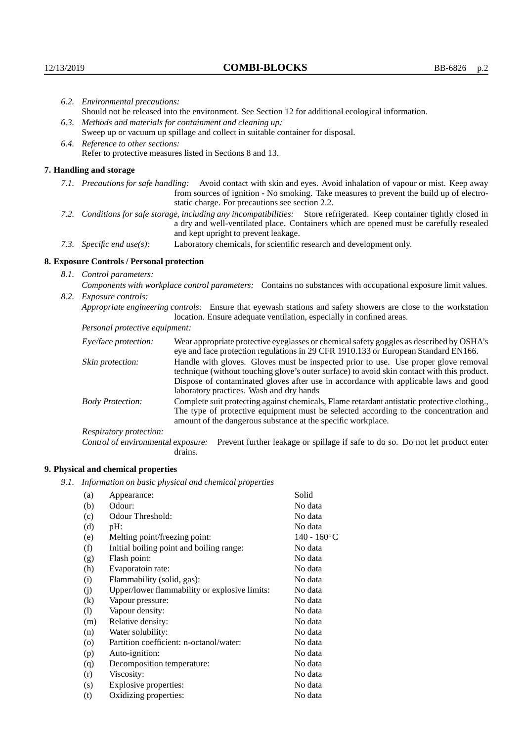*6.2. Environmental precautions:*
Should not be released into the environment. See Section 12 for additional ecological information.

*6.3. Methods and materials for containment and cleaning up:*
Sweep up or vacuum up spillage and collect in suitable container for disposal.

*6.4. Reference to other sections:*
Refer to protective measures listed in Sections 8 and 13.

## 7. Handling and storage

*7.1. Precautions for safe handling:* Avoid contact with skin and eyes. Avoid inhalation of vapour or mist. Keep away from sources of ignition - No smoking. Take measures to prevent the build up of electrostatic charge. For precautions see section 2.2.

*7.2. Conditions for safe storage, including any incompatibilities:* Store refrigerated. Keep container tightly closed in a dry and well-ventilated place. Containers which are opened must be carefully resealed and kept upright to prevent leakage.

*7.3. Specific end use(s):* Laboratory chemicals, for scientific research and development only.

## 8. Exposure Controls / Personal protection

*8.1. Control parameters:*

*Components with workplace control parameters:* Contains no substances with occupational exposure limit values.

*8.2. Exposure controls:*

*Appropriate engineering controls:* Ensure that eyewash stations and safety showers are close to the workstation location. Ensure adequate ventilation, especially in confined areas.

*Personal protective equipment:*

*Eye/face protection:* Wear appropriate protective eyeglasses or chemical safety goggles as described by OSHA's eye and face protection regulations in 29 CFR 1910.133 or European Standard EN166.

*Skin protection:* Handle with gloves. Gloves must be inspected prior to use. Use proper glove removal technique (without touching glove's outer surface) to avoid skin contact with this product. Dispose of contaminated gloves after use in accordance with applicable laws and good laboratory practices. Wash and dry hands

*Body Protection:* Complete suit protecting against chemicals, Flame retardant antistatic protective clothing., The type of protective equipment must be selected according to the concentration and amount of the dangerous substance at the specific workplace.

*Respiratory protection:*

*Control of environmental exposure:* Prevent further leakage or spillage if safe to do so. Do not let product enter drains.

## 9. Physical and chemical properties

*9.1. Information on basic physical and chemical properties*

| | | |
|---|---|---|
| (a) | Appearance: | Solid |
| (b) | Odour: | No data |
| (c) | Odour Threshold: | No data |
| (d) | pH: | No data |
| (e) | Melting point/freezing point: | 140 - 160°C |
| (f) | Initial boiling point and boiling range: | No data |
| (g) | Flash point: | No data |
| (h) | Evaporatoin rate: | No data |
| (i) | Flammability (solid, gas): | No data |
| (j) | Upper/lower flammability or explosive limits: | No data |
| (k) | Vapour pressure: | No data |
| (l) | Vapour density: | No data |
| (m) | Relative density: | No data |
| (n) | Water solubility: | No data |
| (o) | Partition coefficient: n-octanol/water: | No data |
| (p) | Auto-ignition: | No data |
| (q) | Decomposition temperature: | No data |
| (r) | Viscosity: | No data |
| (s) | Explosive properties: | No data |
| (t) | Oxidizing properties: | No data |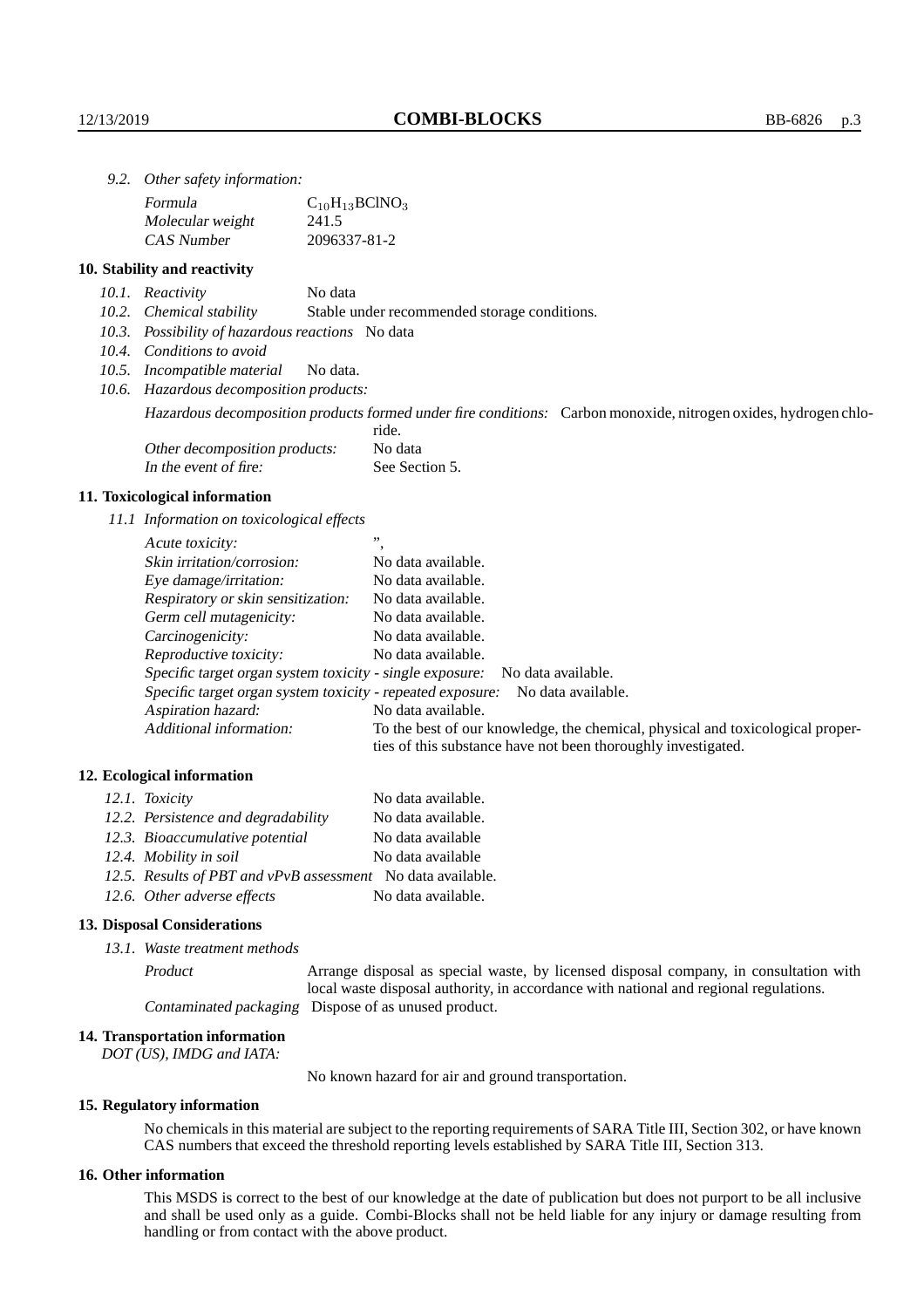*9.2. Other safety information:*

| | |
|---|---|
| *Formula* | $C_{10}H_{13}BClNO_3$ |
| *Molecular weight* | 241.5 |
| *CAS Number* | 2096337-81-2 |

## 10. Stability and reactivity

*10.1. Reactivity* No data

*10.2. Chemical stability* Stable under recommended storage conditions.

*10.3. Possibility of hazardous reactions* No data

*10.4. Conditions to avoid*

*10.5. Incompatible material* No data.

*10.6. Hazardous decomposition products:*

*Hazardous decomposition products formed under fire conditions:* Carbon monoxide, nitrogen oxides, hydrogen chloride.

*Other decomposition products:* No data

*In the event of fire:* See Section 5.

## 11. Toxicological information

*11.1 Information on toxicological effects*

| | |
|---|---|
| *Acute toxicity:* | ”, |
| *Skin irritation/corrosion:* | No data available. |
| *Eye damage/irritation:* | No data available. |
| *Respiratory or skin sensitization:* | No data available. |
| *Germ cell mutagenicity:* | No data available. |
| *Carcinogenicity:* | No data available. |
| *Reproductive toxicity:* | No data available. |
| *Specific target organ system toxicity - single exposure:* | No data available. |
| *Specific target organ system toxicity - repeated exposure:* | No data available. |
| *Aspiration hazard:* | No data available. |
| *Additional information:* | To the best of our knowledge, the chemical, physical and toxicological properties of this substance have not been thoroughly investigated. |

## 12. Ecological information

| | |
|---|---|
| *12.1. Toxicity* | No data available. |
| *12.2. Persistence and degradability* | No data available. |
| *12.3. Bioaccumulative potential* | No data available |
| *12.4. Mobility in soil* | No data available |
| *12.5. Results of PBT and vPvB assessment* | No data available. |
| *12.6. Other adverse effects* | No data available. |

## 13. Disposal Considerations

*13.1. Waste treatment methods*

*Product* Arrange disposal as special waste, by licensed disposal company, in consultation with local waste disposal authority, in accordance with national and regional regulations.

*Contaminated packaging* Dispose of as unused product.

## 14. Transportation information

*DOT (US), IMDG and IATA:*

No known hazard for air and ground transportation.

## 15. Regulatory information

No chemicals in this material are subject to the reporting requirements of SARA Title III, Section 302, or have known CAS numbers that exceed the threshold reporting levels established by SARA Title III, Section 313.

## 16. Other information

This MSDS is correct to the best of our knowledge at the date of publication but does not purport to be all inclusive and shall be used only as a guide. Combi-Blocks shall not be held liable for any injury or damage resulting from handling or from contact with the above product.